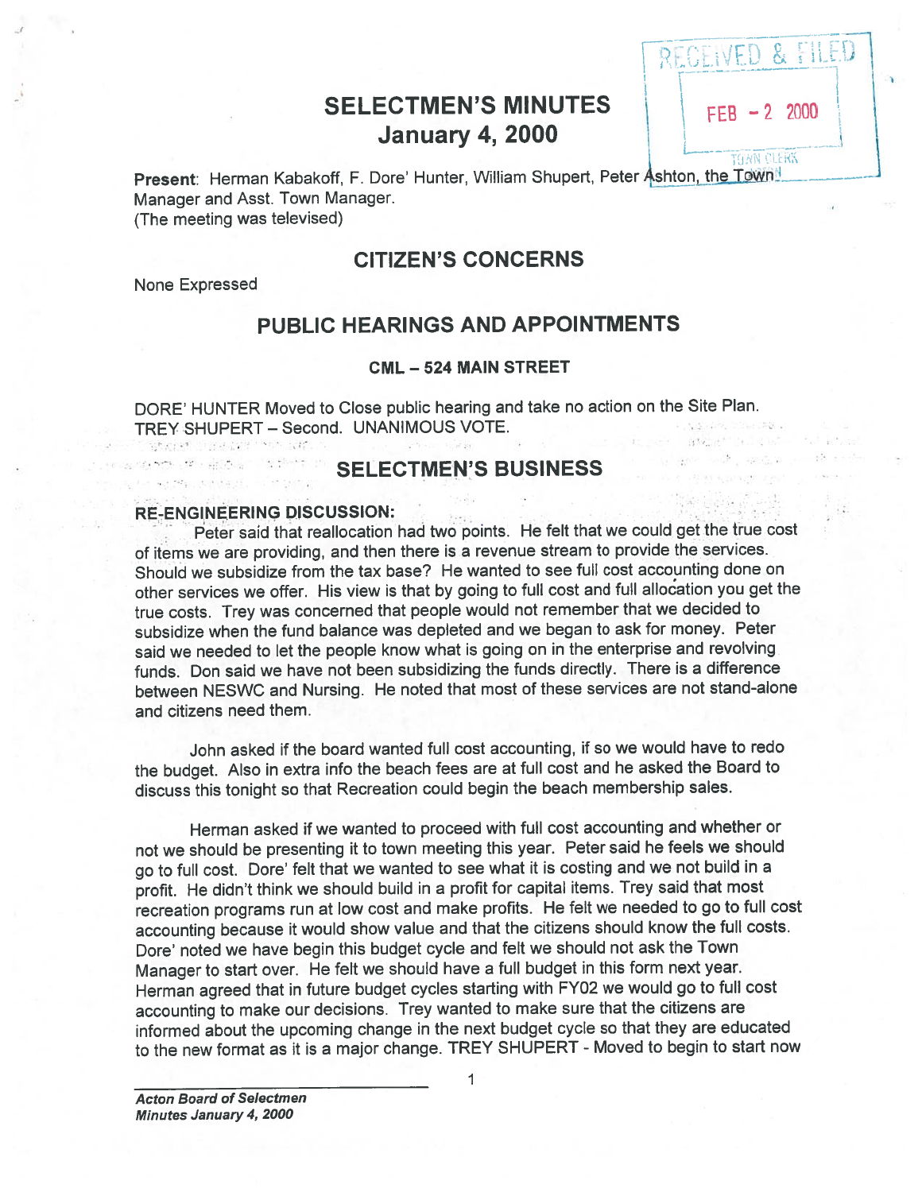RECEIVED & FILED

FEB - 2 2000

TOWN CLERK

# SELECTMEN'S MINUTES
# January 4, 2000

**Present**: Herman Kabakoff, F. Dore' Hunter, William Shupert, Peter Ashton, the Town Manager and Asst. Town Manager.
(The meeting was televised)

## CITIZEN'S CONCERNS

None Expressed

## PUBLIC HEARINGS AND APPOINTMENTS

### CML – 524 MAIN STREET

DORE' HUNTER Moved to Close public hearing and take no action on the Site Plan. TREY SHUPERT – Second. UNANIMOUS VOTE.

## SELECTMEN'S BUSINESS

**RE-ENGINEERING DISCUSSION:**

Peter said that reallocation had two points. He felt that we could get the true cost of items we are providing, and then there is a revenue stream to provide the services. Should we subsidize from the tax base? He wanted to see full cost accounting done on other services we offer. His view is that by going to full cost and full allocation you get the true costs. Trey was concerned that people would not remember that we decided to subsidize when the fund balance was depleted and we began to ask for money. Peter said we needed to let the people know what is going on in the enterprise and revolving funds. Don said we have not been subsidizing the funds directly. There is a difference between NESWC and Nursing. He noted that most of these services are not stand-alone and citizens need them.

John asked if the board wanted full cost accounting, if so we would have to redo the budget. Also in extra info the beach fees are at full cost and he asked the Board to discuss this tonight so that Recreation could begin the beach membership sales.

Herman asked if we wanted to proceed with full cost accounting and whether or not we should be presenting it to town meeting this year. Peter said he feels we should go to full cost. Dore' felt that we wanted to see what it is costing and we not build in a profit. He didn't think we should build in a profit for capital items. Trey said that most recreation programs run at low cost and make profits. He felt we needed to go to full cost accounting because it would show value and that the citizens should know the full costs. Dore' noted we have begin this budget cycle and felt we should not ask the Town Manager to start over. He felt we should have a full budget in this form next year. Herman agreed that in future budget cycles starting with FY02 we would go to full cost accounting to make our decisions. Trey wanted to make sure that the citizens are informed about the upcoming change in the next budget cycle so that they are educated to the new format as it is a major change. TREY SHUPERT - Moved to begin to start now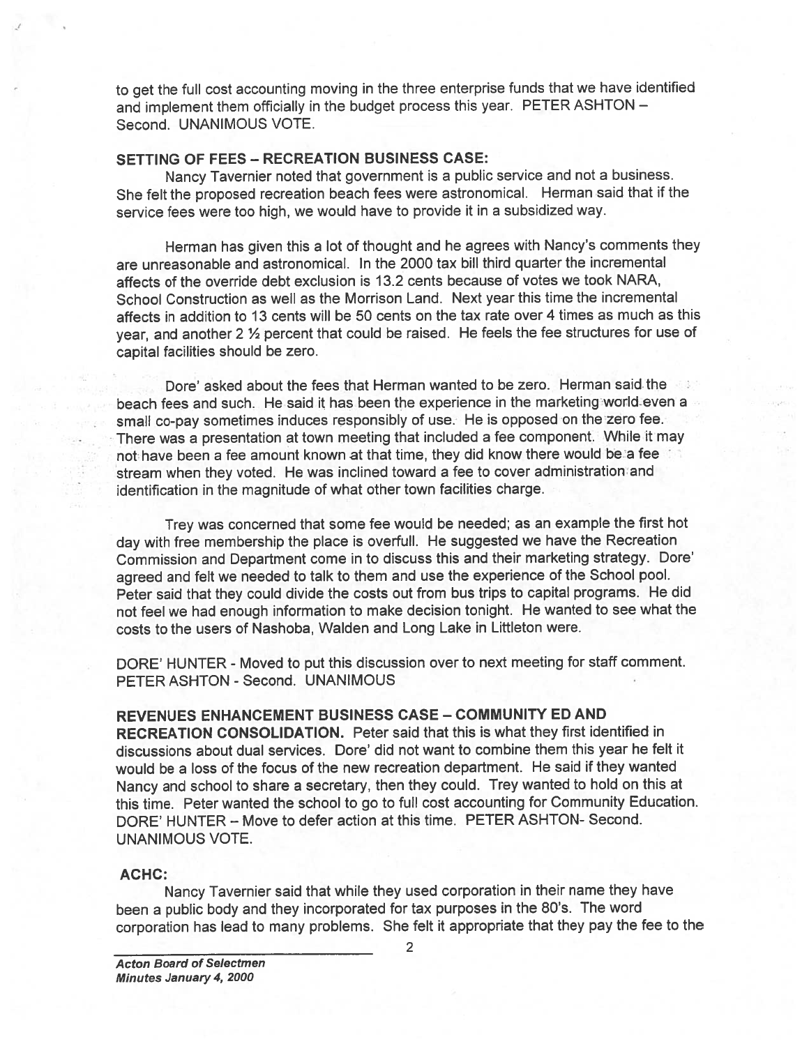to get the full cost accounting moving in the three enterprise funds that we have identified and implement them officially in the budget process this year. PETER ASHTON – Second. UNANIMOUS VOTE.

**SETTING OF FEES – RECREATION BUSINESS CASE:**

Nancy Tavernier noted that government is a public service and not a business. She felt the proposed recreation beach fees were astronomical. Herman said that if the service fees were too high, we would have to provide it in a subsidized way.

Herman has given this a lot of thought and he agrees with Nancy's comments they are unreasonable and astronomical. In the 2000 tax bill third quarter the incremental affects of the override debt exclusion is 13.2 cents because of votes we took NARA, School Construction as well as the Morrison Land. Next year this time the incremental affects in addition to 13 cents will be 50 cents on the tax rate over 4 times as much as this year, and another 2 ½ percent that could be raised. He feels the fee structures for use of capital facilities should be zero.

Dore' asked about the fees that Herman wanted to be zero. Herman said the beach fees and such. He said it has been the experience in the marketing world even a small co-pay sometimes induces responsibly of use. He is opposed on the zero fee. There was a presentation at town meeting that included a fee component. While it may not have been a fee amount known at that time, they did know there would be a fee stream when they voted. He was inclined toward a fee to cover administration and identification in the magnitude of what other town facilities charge.

Trey was concerned that some fee would be needed; as an example the first hot day with free membership the place is overfull. He suggested we have the Recreation Commission and Department come in to discuss this and their marketing strategy. Dore' agreed and felt we needed to talk to them and use the experience of the School pool. Peter said that they could divide the costs out from bus trips to capital programs. He did not feel we had enough information to make decision tonight. He wanted to see what the costs to the users of Nashoba, Walden and Long Lake in Littleton were.

DORE' HUNTER - Moved to put this discussion over to next meeting for staff comment. PETER ASHTON - Second. UNANIMOUS

**REVENUES ENHANCEMENT BUSINESS CASE – COMMUNITY ED AND RECREATION CONSOLIDATION.** Peter said that this is what they first identified in discussions about dual services. Dore' did not want to combine them this year he felt it would be a loss of the focus of the new recreation department. He said if they wanted Nancy and school to share a secretary, then they could. Trey wanted to hold on this at this time. Peter wanted the school to go to full cost accounting for Community Education. DORE' HUNTER – Move to defer action at this time. PETER ASHTON- Second. UNANIMOUS VOTE.

**ACHC:**

Nancy Tavernier said that while they used corporation in their name they have been a public body and they incorporated for tax purposes in the 80's. The word corporation has lead to many problems. She felt it appropriate that they pay the fee to the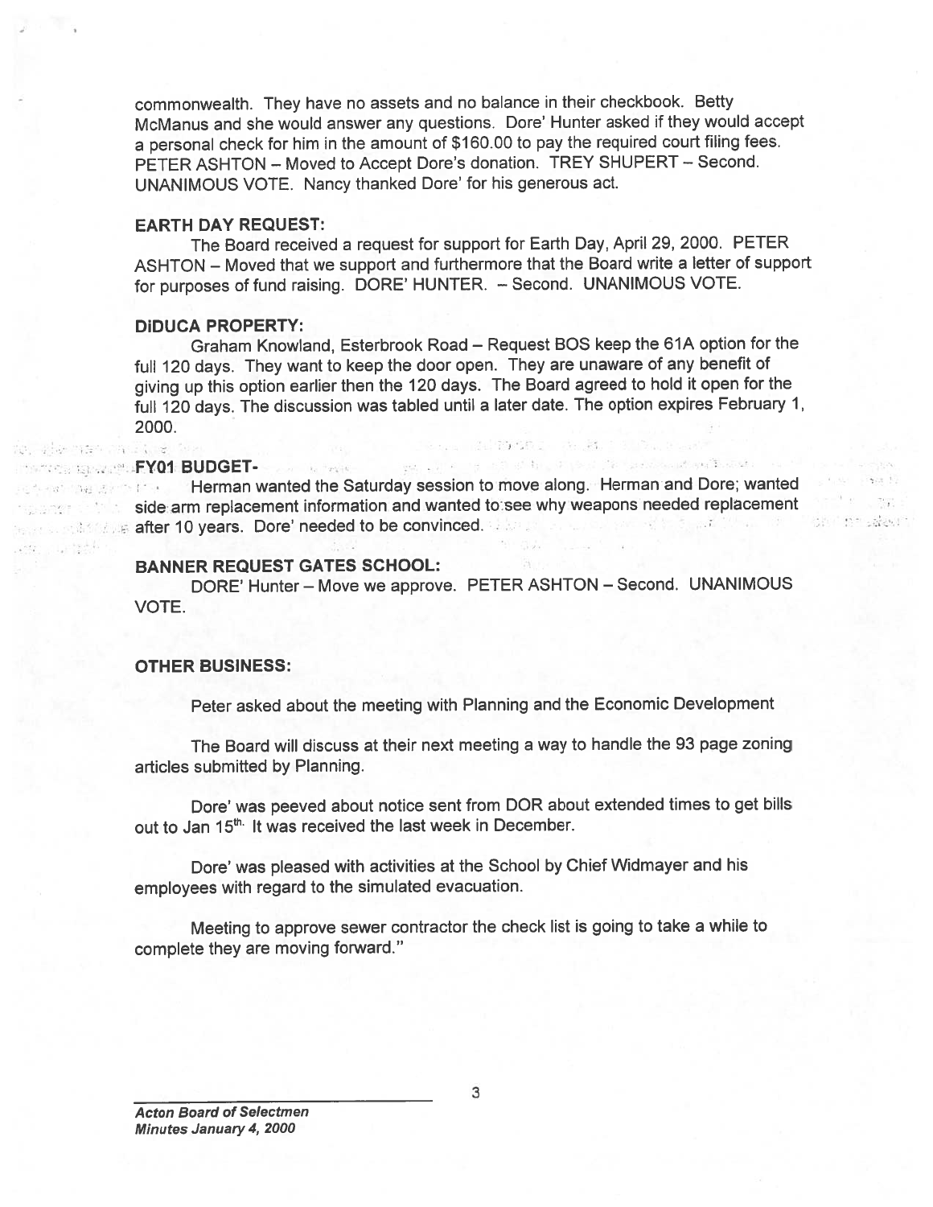commonwealth. They have no assets and no balance in their checkbook. Betty McManus and she would answer any questions. Dore' Hunter asked if they would accept a personal check for him in the amount of $160.00 to pay the required court filing fees. PETER ASHTON – Moved to Accept Dore's donation. TREY SHUPERT – Second. UNANIMOUS VOTE. Nancy thanked Dore' for his generous act.

**EARTH DAY REQUEST:**

The Board received a request for support for Earth Day, April 29, 2000. PETER ASHTON – Moved that we support and furthermore that the Board write a letter of support for purposes of fund raising. DORE' HUNTER. – Second. UNANIMOUS VOTE.

**DiDUCA PROPERTY:**

Graham Knowland, Esterbrook Road – Request BOS keep the 61A option for the full 120 days. They want to keep the door open. They are unaware of any benefit of giving up this option earlier then the 120 days. The Board agreed to hold it open for the full 120 days. The discussion was tabled until a later date. The option expires February 1, 2000.

**FY01 BUDGET-**

Herman wanted the Saturday session to move along. Herman and Dore; wanted side arm replacement information and wanted to see why weapons needed replacement after 10 years. Dore' needed to be convinced.

**BANNER REQUEST GATES SCHOOL:**

DORE' Hunter – Move we approve. PETER ASHTON – Second. UNANIMOUS VOTE.

**OTHER BUSINESS:**

Peter asked about the meeting with Planning and the Economic Development

The Board will discuss at their next meeting a way to handle the 93 page zoning articles submitted by Planning.

Dore' was peeved about notice sent from DOR about extended times to get bills out to Jan 15th. It was received the last week in December.

Dore' was pleased with activities at the School by Chief Widmayer and his employees with regard to the simulated evacuation.

Meeting to approve sewer contractor the check list is going to take a while to complete they are moving forward."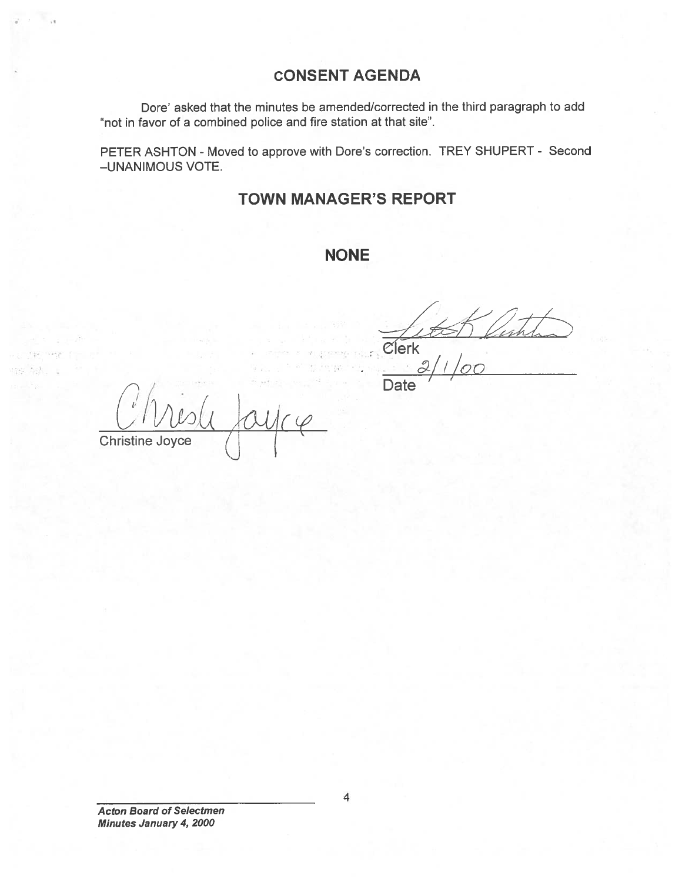## CONSENT AGENDA

Dore' asked that the minutes be amended/corrected in the third paragraph to add "not in favor of a combined police and fire station at that site".

PETER ASHTON - Moved to approve with Dore's correction. TREY SHUPERT - Second –UNANIMOUS VOTE.

## TOWN MANAGER'S REPORT

**NONE**

Clerk

2/1/00

Date

Christine Joyce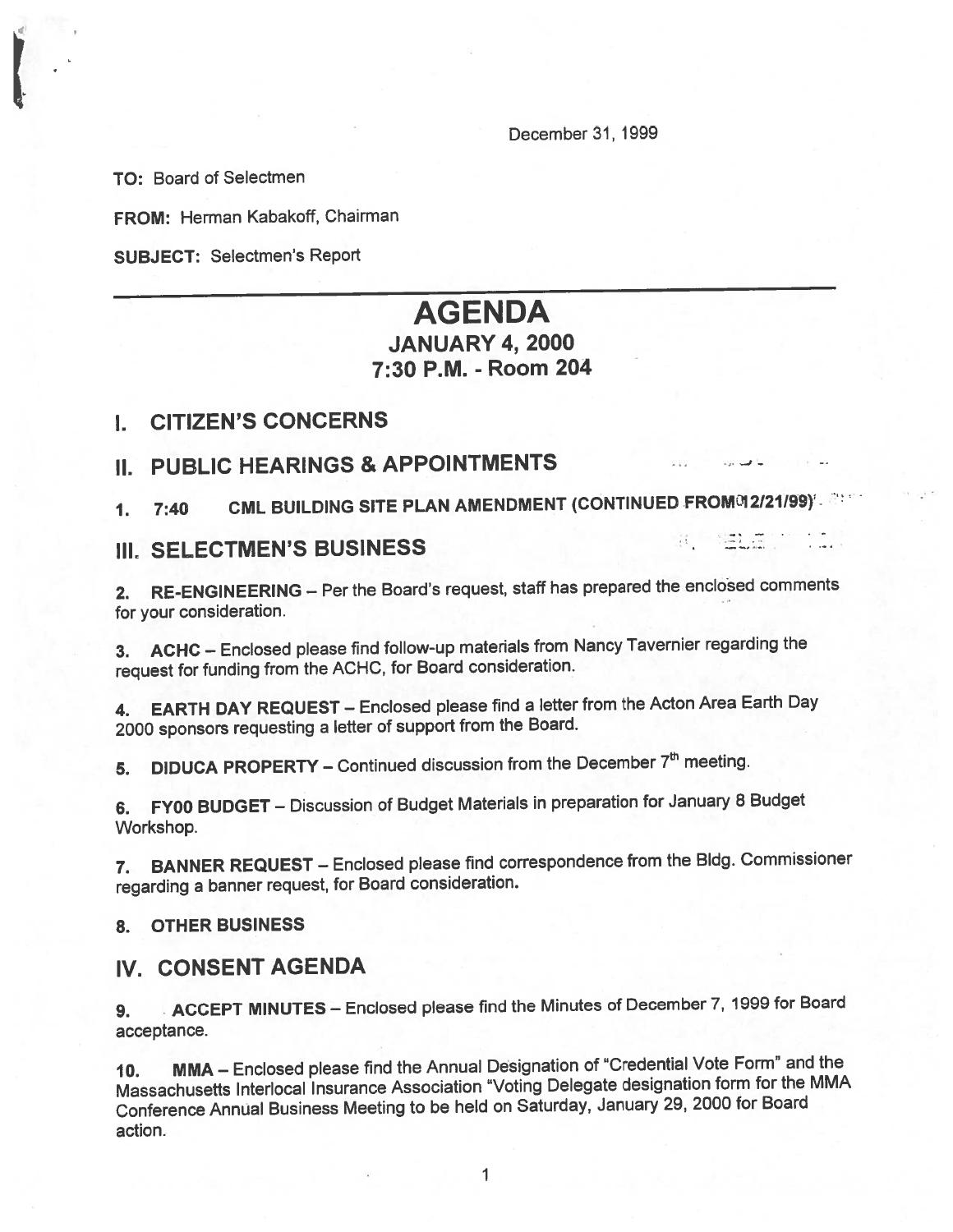December 31, 1999

**TO:** Board of Selectmen

**FROM:** Herman Kabakoff, Chairman

**SUBJECT:** Selectmen's Report

---

# AGENDA

## JANUARY 4, 2000
## 7:30 P.M. - Room 204

## I. CITIZEN'S CONCERNS

## II. PUBLIC HEARINGS & APPOINTMENTS

1. **7:40 CML BUILDING SITE PLAN AMENDMENT (CONTINUED FROM 12/21/99)**

## III. SELECTMEN'S BUSINESS

2. **RE-ENGINEERING** – Per the Board's request, staff has prepared the enclosed comments for your consideration.

3. **ACHC** – Enclosed please find follow-up materials from Nancy Tavernier regarding the request for funding from the ACHC, for Board consideration.

4. **EARTH DAY REQUEST** – Enclosed please find a letter from the Acton Area Earth Day 2000 sponsors requesting a letter of support from the Board.

5. **DIDUCA PROPERTY** – Continued discussion from the December 7th meeting.

6. **FY00 BUDGET** – Discussion of Budget Materials in preparation for January 8 Budget Workshop.

7. **BANNER REQUEST** – Enclosed please find correspondence from the Bldg. Commissioner regarding a banner request, for Board consideration.

8. **OTHER BUSINESS**

## IV. CONSENT AGENDA

9. **ACCEPT MINUTES** – Enclosed please find the Minutes of December 7, 1999 for Board acceptance.

10. **MMA** – Enclosed please find the Annual Designation of "Credential Vote Form" and the Massachusetts Interlocal Insurance Association "Voting Delegate designation form for the MMA Conference Annual Business Meeting to be held on Saturday, January 29, 2000 for Board action.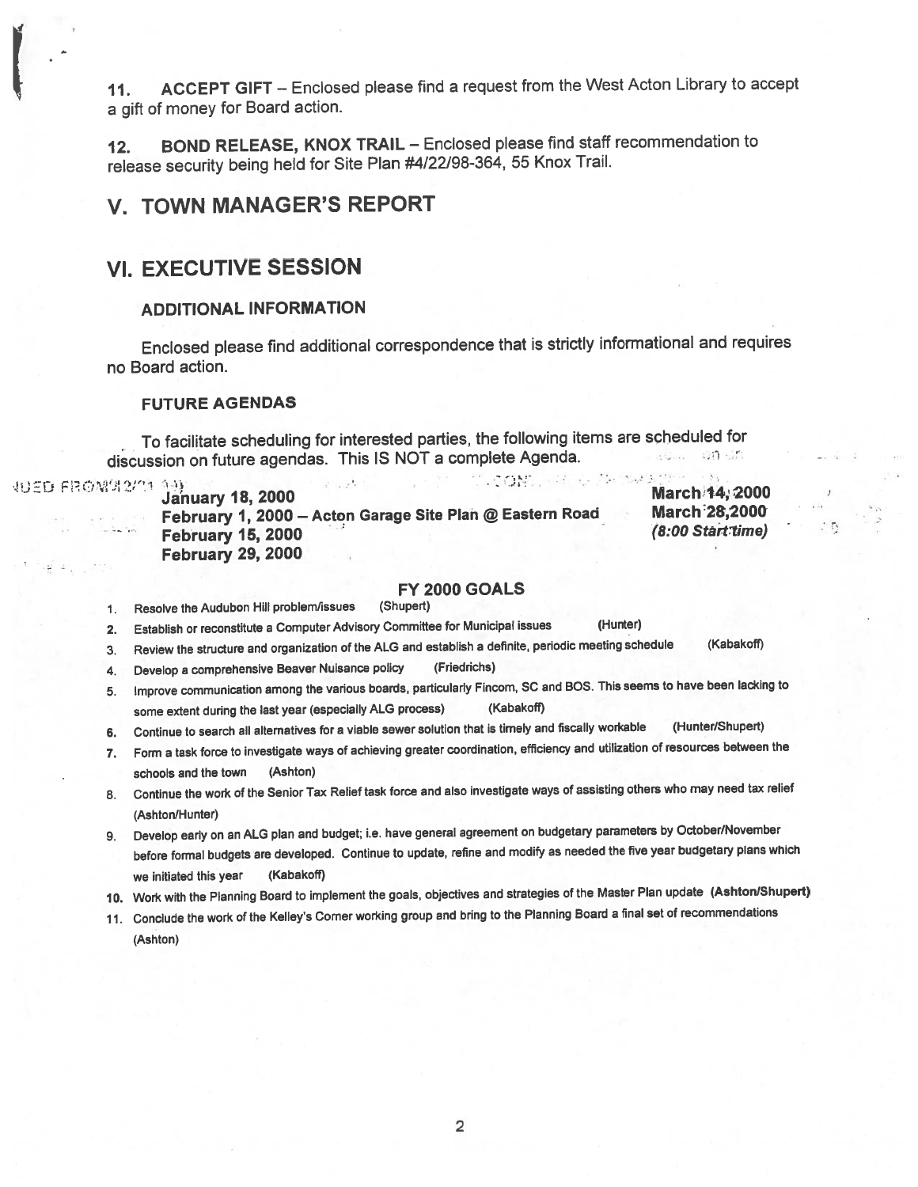11. **ACCEPT GIFT** – Enclosed please find a request from the West Acton Library to accept a gift of money for Board action.

12. **BOND RELEASE, KNOX TRAIL** – Enclosed please find staff recommendation to release security being held for Site Plan #4/22/98-364, 55 Knox Trail.

## V. TOWN MANAGER'S REPORT

## VI. EXECUTIVE SESSION

### ADDITIONAL INFORMATION

Enclosed please find additional correspondence that is strictly informational and requires no Board action.

### FUTURE AGENDAS

To facilitate scheduling for interested parties, the following items are scheduled for discussion on future agendas. This IS NOT a complete Agenda.

**January 18, 2000**
**February 1, 2000 – Acton Garage Site Plan @ Eastern Road**
**February 15, 2000**
**February 29, 2000**
**March 14, 2000**
**March 28, 2000**
***(8:00 Start time)***

### FY 2000 GOALS

1. Resolve the Audubon Hill problem/issues (Shupert)
2. Establish or reconstitute a Computer Advisory Committee for Municipal issues (Hunter)
3. Review the structure and organization of the ALG and establish a definite, periodic meeting schedule (Kabakoff)
4. Develop a comprehensive Beaver Nuisance policy (Friedrichs)
5. Improve communication among the various boards, particularly Fincom, SC and BOS. This seems to have been lacking to some extent during the last year (especially ALG process) (Kabakoff)
6. Continue to search all alternatives for a viable sewer solution that is timely and fiscally workable (Hunter/Shupert)
7. Form a task force to investigate ways of achieving greater coordination, efficiency and utilization of resources between the schools and the town (Ashton)
8. Continue the work of the Senior Tax Relief task force and also investigate ways of assisting others who may need tax relief (Ashton/Hunter)
9. Develop early on an ALG plan and budget; i.e. have general agreement on budgetary parameters by October/November before formal budgets are developed. Continue to update, refine and modify as needed the five year budgetary plans which we initiated this year (Kabakoff)
10. Work with the Planning Board to implement the goals, objectives and strategies of the Master Plan update **(Ashton/Shupert)**
11. Conclude the work of the Kelley's Corner working group and bring to the Planning Board a final set of recommendations (Ashton)